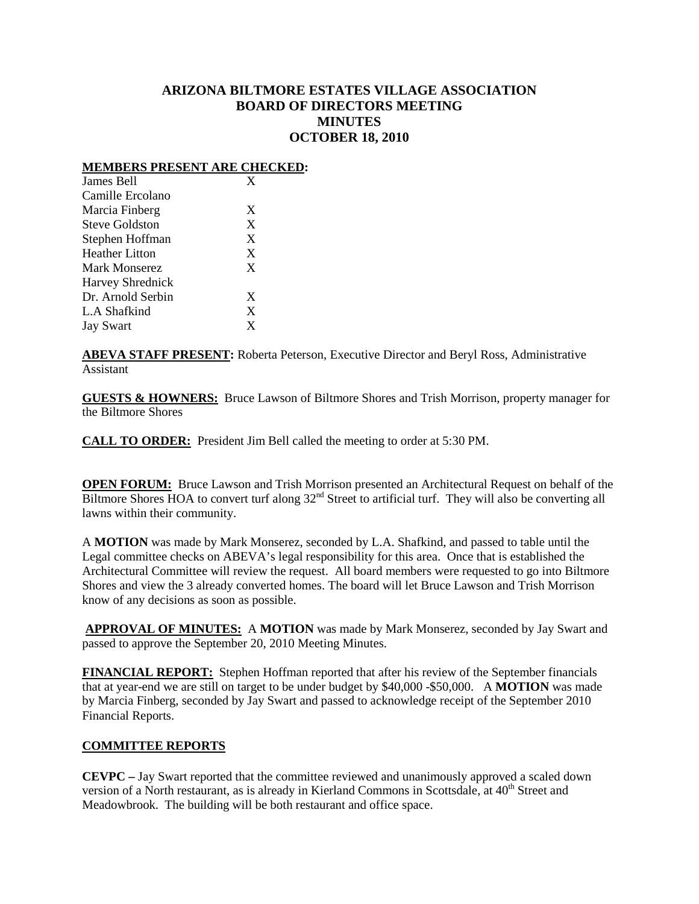# ARIZONA BILTMORE ESTATES VILLAGE ASSOCIATION
# BOARD OF DIRECTORS MEETING
# MINUTES
# OCTOBER 18, 2010

**MEMBERS PRESENT ARE CHECKED:**

| | |
|---|---|
| James Bell | X |
| Camille Ercolano | |
| Marcia Finberg | X |
| Steve Goldston | X |
| Stephen Hoffman | X |
| Heather Litton | X |
| Mark Monserez | X |
| Harvey Shrednick | |
| Dr. Arnold Serbin | X |
| L.A Shafkind | X |
| Jay Swart | X |

**ABEVA STAFF PRESENT:** Roberta Peterson, Executive Director and Beryl Ross, Administrative Assistant

**GUESTS & HOWNERS:** Bruce Lawson of Biltmore Shores and Trish Morrison, property manager for the Biltmore Shores

**CALL TO ORDER:** President Jim Bell called the meeting to order at 5:30 PM.

**OPEN FORUM:** Bruce Lawson and Trish Morrison presented an Architectural Request on behalf of the Biltmore Shores HOA to convert turf along 32nd Street to artificial turf. They will also be converting all lawns within their community.

A **MOTION** was made by Mark Monserez, seconded by L.A. Shafkind, and passed to table until the Legal committee checks on ABEVA's legal responsibility for this area. Once that is established the Architectural Committee will review the request. All board members were requested to go into Biltmore Shores and view the 3 already converted homes. The board will let Bruce Lawson and Trish Morrison know of any decisions as soon as possible.

**APPROVAL OF MINUTES:** A **MOTION** was made by Mark Monserez, seconded by Jay Swart and passed to approve the September 20, 2010 Meeting Minutes.

**FINANCIAL REPORT:** Stephen Hoffman reported that after his review of the September financials that at year-end we are still on target to be under budget by $40,000 -$50,000. A **MOTION** was made by Marcia Finberg, seconded by Jay Swart and passed to acknowledge receipt of the September 2010 Financial Reports.

**COMMITTEE REPORTS**

**CEVPC –** Jay Swart reported that the committee reviewed and unanimously approved a scaled down version of a North restaurant, as is already in Kierland Commons in Scottsdale, at 40th Street and Meadowbrook. The building will be both restaurant and office space.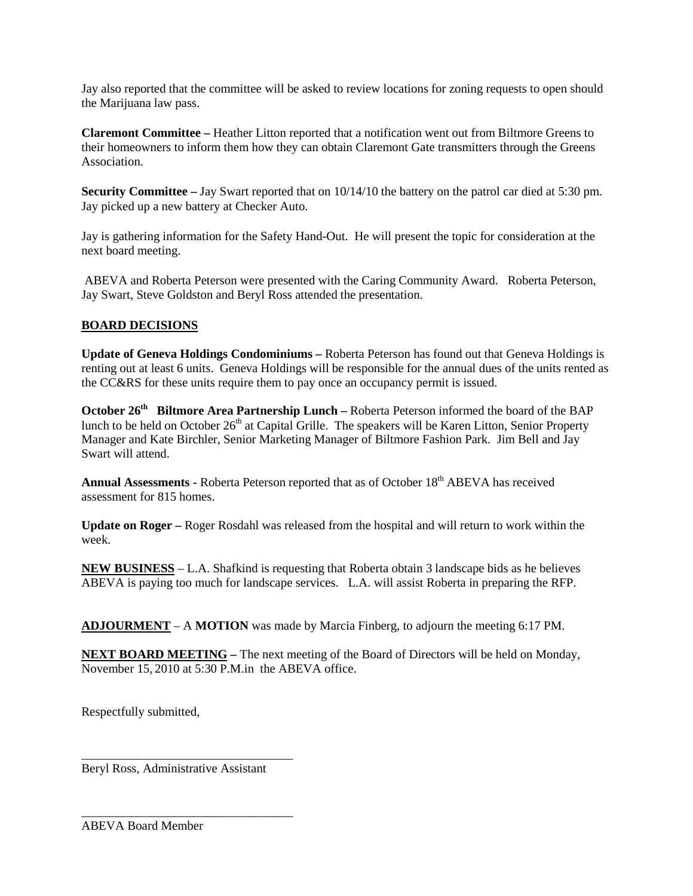Jay also reported that the committee will be asked to review locations for zoning requests to open should the Marijuana law pass.

**Claremont Committee –** Heather Litton reported that a notification went out from Biltmore Greens to their homeowners to inform them how they can obtain Claremont Gate transmitters through the Greens Association.

**Security Committee –** Jay Swart reported that on 10/14/10 the battery on the patrol car died at 5:30 pm. Jay picked up a new battery at Checker Auto.

Jay is gathering information for the Safety Hand-Out. He will present the topic for consideration at the next board meeting.

ABEVA and Roberta Peterson were presented with the Caring Community Award. Roberta Peterson, Jay Swart, Steve Goldston and Beryl Ross attended the presentation.

**<u>BOARD DECISIONS</u>**

**Update of Geneva Holdings Condominiums –** Roberta Peterson has found out that Geneva Holdings is renting out at least 6 units. Geneva Holdings will be responsible for the annual dues of the units rented as the CC&RS for these units require them to pay once an occupancy permit is issued.

**October 26th Biltmore Area Partnership Lunch –** Roberta Peterson informed the board of the BAP lunch to be held on October 26th at Capital Grille. The speakers will be Karen Litton, Senior Property Manager and Kate Birchler, Senior Marketing Manager of Biltmore Fashion Park. Jim Bell and Jay Swart will attend.

**Annual Assessments -** Roberta Peterson reported that as of October 18th ABEVA has received assessment for 815 homes.

**Update on Roger –** Roger Rosdahl was released from the hospital and will return to work within the week.

**<u>NEW BUSINESS</u>** – L.A. Shafkind is requesting that Roberta obtain 3 landscape bids as he believes ABEVA is paying too much for landscape services. L.A. will assist Roberta in preparing the RFP.

**<u>ADJOURMENT</u>** – A **MOTION** was made by Marcia Finberg, to adjourn the meeting 6:17 PM.

**<u>NEXT BOARD MEETING</u> –** The next meeting of the Board of Directors will be held on Monday, November 15, 2010 at 5:30 P.M.in the ABEVA office.

Respectfully submitted,

___________________________________
Beryl Ross, Administrative Assistant

___________________________________
ABEVA Board Member